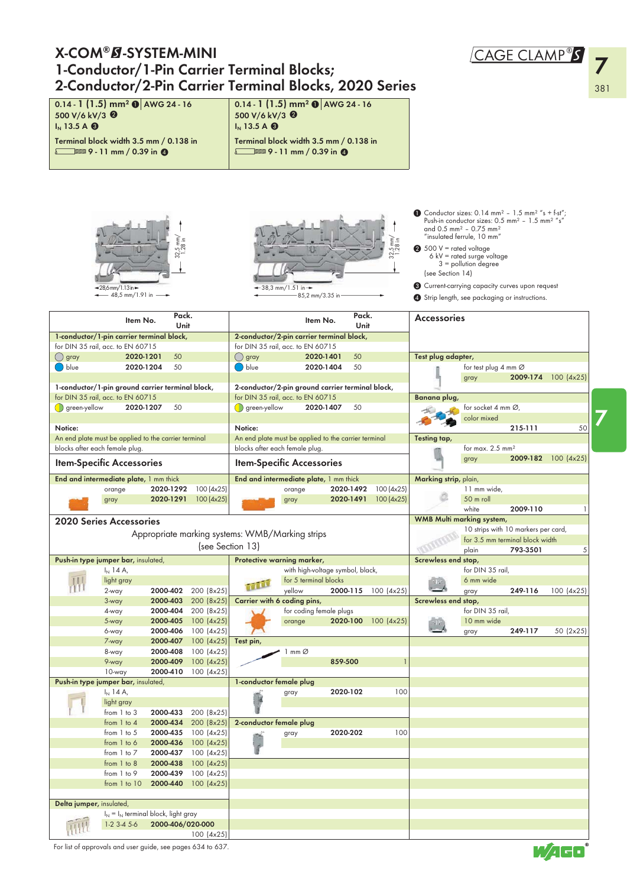# X-COM® S-SYSTEM-MINI

## 1-Conductor/1-Pin Carrier Terminal Blocks; 2-Conductor/2-Pin Carrier Terminal Blocks, 2020 Series

CAGE CLAMP® S

| 1-Conductor/1-Pin | 2-Conductor/2-Pin |
|---|---|
| 0.14 - 1 (1.5) mm² ❶ AWG 24 - 16 | 0.14 - 1 (1.5) mm² ❶ AWG 24 - 16 |
| 500 V/6 kV/3 ❷ | 500 V/6 kV/3 ❷ |
| $I_N$ 13.5 A ❸ | $I_N$ 13.5 A ❸ |
| Terminal block width 3.5 mm / 0.138 in | Terminal block width 3.5 mm / 0.138 in |
| 9 - 11 mm / 0.39 in ❹ | 9 - 11 mm / 0.39 in ❹ |

Dimensions: 28,6mm/1.13in; 48,5 mm/1.91 in; 32,5 mm/1.28 in
Dimensions: 38,3 mm/1.51 in; 85,2 mm/3.35 in; 32,5 mm/1.28 in

❶ Conductor sizes: 0.14 mm² – 1.5 mm² "s + f-st"; Push-in conductor sizes: 0.5 mm² – 1.5 mm² "s" and 0.5 mm² – 0.75 mm² "insulated ferrule, 10 mm"

❷ 500 V = rated voltage
6 kV = rated surge voltage
3 = pollution degree
(see Section 14)

❸ Current-carrying capacity curves upon request

❹ Strip length, see packaging or instructions.

| | Item No. | Pack. Unit |
|---|---|---|
| **1-conductor/1-pin carrier terminal block,** for DIN 35 rail, acc. to EN 60715 | | |
| gray | 2020-1201 | 50 |
| blue | 2020-1204 | 50 |
| **1-conductor/1-pin ground carrier terminal block,** for DIN 35 rail, acc. to EN 60715 | | |
| green-yellow | 2020-1207 | 50 |

**Notice:**
An end plate must be applied to the carrier terminal blocks after each female plug.

| | Item No. | Pack. Unit |
|---|---|---|
| **2-conductor/2-pin carrier terminal block,** for DIN 35 rail, acc. to EN 60715 | | |
| gray | 2020-1401 | 50 |
| blue | 2020-1404 | 50 |
| **2-conductor/2-pin ground carrier terminal block,** for DIN 35 rail, acc. to EN 60715 | | |
| green-yellow | 2020-1407 | 50 |

**Notice:**
An end plate must be applied to the carrier terminal blocks after each female plug.

### Item-Specific Accessories

| End and intermediate plate, 1 mm thick | Item No. | Pack. Unit |
|---|---|---|
| orange | 2020-1292 | 100 (4x25) |
| gray | 2020-1291 | 100 (4x25) |

### Item-Specific Accessories

| End and intermediate plate, 1 mm thick | Item No. | Pack. Unit |
|---|---|---|
| orange | 2020-1492 | 100 (4x25) |
| gray | 2020-1491 | 100 (4x25) |

### 2020 Series Accessories

Appropriate marking systems: WMB/Marking strips (see Section 13)

| **Push-in type jumper bar,** insulated, $I_N$ 14 A, light gray | Item No. | Pack. Unit |
|---|---|---|
| 2-way | 2000-402 | 200 (8x25) |
| 3-way | 2000-403 | 200 (8x25) |
| 4-way | 2000-404 | 200 (8x25) |
| 5-way | 2000-405 | 100 (4x25) |
| 6-way | 2000-406 | 100 (4x25) |
| 7-way | 2000-407 | 100 (4x25) |
| 8-way | 2000-408 | 100 (4x25) |
| 9-way | 2000-409 | 100 (4x25) |
| 10-way | 2000-410 | 100 (4x25) |

| **Push-in type jumper bar,** insulated, $I_N$ 14 A, light gray | Item No. | Pack. Unit |
|---|---|---|
| from 1 to 3 | 2000-433 | 200 (8x25) |
| from 1 to 4 | 2000-434 | 200 (8x25) |
| from 1 to 5 | 2000-435 | 100 (4x25) |
| from 1 to 6 | 2000-436 | 100 (4x25) |
| from 1 to 7 | 2000-437 | 100 (4x25) |
| from 1 to 8 | 2000-438 | 100 (4x25) |
| from 1 to 9 | 2000-439 | 100 (4x25) |
| from 1 to 10 | 2000-440 | 100 (4x25) |

| **Delta jumper,** insulated, $I_N$ = $I_N$ terminal block, light gray | Item No. | Pack. Unit |
|---|---|---|
| 1-2 3-4 5-6 | 2000-406/020-000 | 100 (4x25) |

| | Item No. | Pack. Unit |
|---|---|---|
| **Protective warning marker,** with high-voltage symbol, black, for 5 terminal blocks, yellow | 2000-115 | 100 (4x25) |
| **Carrier with 6 coding pins,** for coding female plugs, orange | 2020-100 | 100 (4x25) |
| **Test pin,** 1 mm Ø | 859-500 | 1 |
| **1-conductor female plug,** gray | 2020-102 | 100 |
| **2-conductor female plug,** gray | 2020-202 | 100 |

### Accessories

| | Item No. | Pack. Unit |
|---|---|---|
| **Test plug adapter,** for test plug 4 mm Ø, gray | 2009-174 | 100 (4x25) |
| **Banana plug,** for socket 4 mm Ø, color mixed | 215-111 | 50 |
| **Testing tap,** for max. 2.5 mm², gray | 2009-182 | 100 (4x25) |
| **Marking strip,** plain, 11 mm wide, 50 m roll, white | 2009-110 | 1 |
| **WMB Multi marking system,** 10 strips with 10 markers per card, for 3.5 mm terminal block width, plain | 793-3501 | 5 |
| **Screwless end stop,** for DIN 35 rail, 6 mm wide, gray | 249-116 | 100 (4x25) |
| **Screwless end stop,** for DIN 35 rail, 10 mm wide, gray | 249-117 | 50 (2x25) |

For list of approvals and user guide, see pages 634 to 637.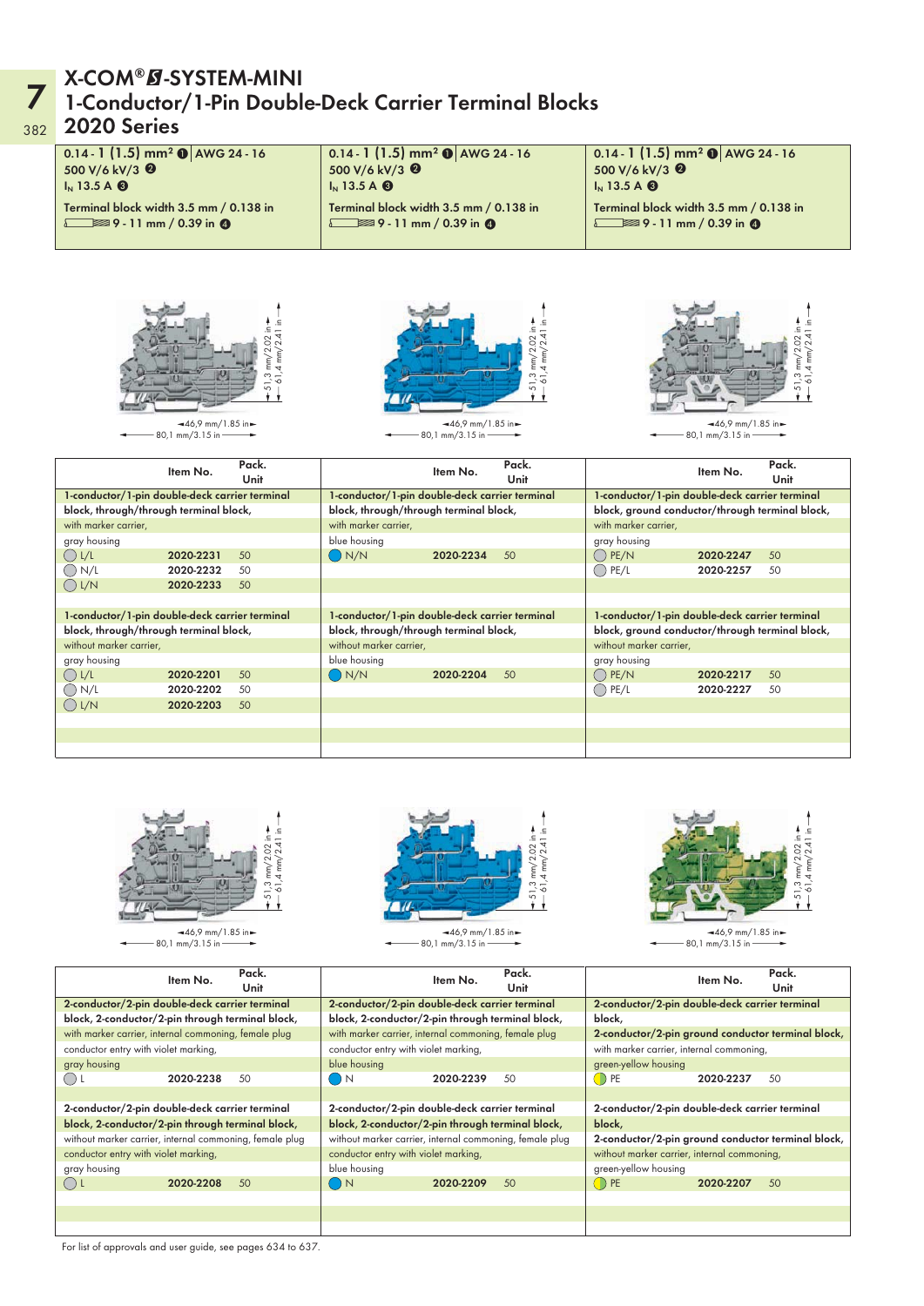# X-COM®S-SYSTEM-MINI
## 1-Conductor/1-Pin Double-Deck Carrier Terminal Blocks
## 2020 Series

| | | |
|---|---|---|
| 0.14 - 1 (1.5) mm² ❶ \| AWG 24 - 16<br>500 V/6 kV/3 ❷<br>$I_N$ 13.5 A ❸<br>Terminal block width 3.5 mm / 0.138 in<br>9 - 11 mm / 0.39 in ❹ | 0.14 - 1 (1.5) mm² ❶ \| AWG 24 - 16<br>500 V/6 kV/3 ❷<br>$I_N$ 13.5 A ❸<br>Terminal block width 3.5 mm / 0.138 in<br>9 - 11 mm / 0.39 in ❹ | 0.14 - 1 (1.5) mm² ❶ \| AWG 24 - 16<br>500 V/6 kV/3 ❷<br>$I_N$ 13.5 A ❸<br>Terminal block width 3.5 mm / 0.138 in<br>9 - 11 mm / 0.39 in ❹ |

51,3 mm/2.02 in; 61,4 mm/2.41 in; 46,9 mm/1.85 in; 80,1 mm/3.15 in

| | Item No. | Pack. Unit | | Item No. | Pack. Unit | | Item No. | Pack. Unit |
|---|---|---|---|---|---|---|---|---|
| 1-conductor/1-pin double-deck carrier terminal block, through/through terminal block, | | | 1-conductor/1-pin double-deck carrier terminal block, through/through terminal block, | | | 1-conductor/1-pin double-deck carrier terminal block, ground conductor/through terminal block, | | |
| with marker carrier, | | | with marker carrier, | | | with marker carrier, | | |
| gray housing | | | blue housing | | | gray housing | | |
| L/L | 2020-2231 | 50 | N/N | 2020-2234 | 50 | PE/N | 2020-2247 | 50 |
| N/L | 2020-2232 | 50 | | | | PE/L | 2020-2257 | 50 |
| L/N | 2020-2233 | 50 | | | | | | |
| 1-conductor/1-pin double-deck carrier terminal block, through/through terminal block, | | | 1-conductor/1-pin double-deck carrier terminal block, through/through terminal block, | | | 1-conductor/1-pin double-deck carrier terminal block, ground conductor/through terminal block, | | |
| without marker carrier, | | | without marker carrier, | | | without marker carrier, | | |
| gray housing | | | blue housing | | | gray housing | | |
| L/L | 2020-2201 | 50 | N/N | 2020-2204 | 50 | PE/N | 2020-2217 | 50 |
| N/L | 2020-2202 | 50 | | | | PE/L | 2020-2227 | 50 |
| L/N | 2020-2203 | 50 | | | | | | |

51,3 mm/2.02 in; 61,4 mm/2.41 in; 46,9 mm/1.85 in; 80,1 mm/3.15 in

| | Item No. | Pack. Unit | | Item No. | Pack. Unit | | Item No. | Pack. Unit |
|---|---|---|---|---|---|---|---|---|
| 2-conductor/2-pin double-deck carrier terminal block, 2-conductor/2-pin through terminal block, | | | 2-conductor/2-pin double-deck carrier terminal block, 2-conductor/2-pin through terminal block, | | | 2-conductor/2-pin double-deck carrier terminal block, 2-conductor/2-pin ground conductor terminal block, | | |
| with marker carrier, internal commoning, female plug | | | with marker carrier, internal commoning, female plug | | | with marker carrier, internal commoning, | | |
| conductor entry with violet marking, | | | conductor entry with violet marking, | | | | | |
| gray housing | | | blue housing | | | green-yellow housing | | |
| L | 2020-2238 | 50 | N | 2020-2239 | 50 | PE | 2020-2237 | 50 |
| 2-conductor/2-pin double-deck carrier terminal block, 2-conductor/2-pin through terminal block, | | | 2-conductor/2-pin double-deck carrier terminal block, 2-conductor/2-pin through terminal block, | | | 2-conductor/2-pin double-deck carrier terminal block, 2-conductor/2-pin ground conductor terminal block, | | |
| without marker carrier, internal commoning, female plug | | | without marker carrier, internal commoning, female plug | | | without marker carrier, internal commoning, | | |
| conductor entry with violet marking, | | | conductor entry with violet marking, | | | | | |
| gray housing | | | blue housing | | | green-yellow housing | | |
| L | 2020-2208 | 50 | N | 2020-2209 | 50 | PE | 2020-2207 | 50 |

For list of approvals and user guide, see pages 634 to 637.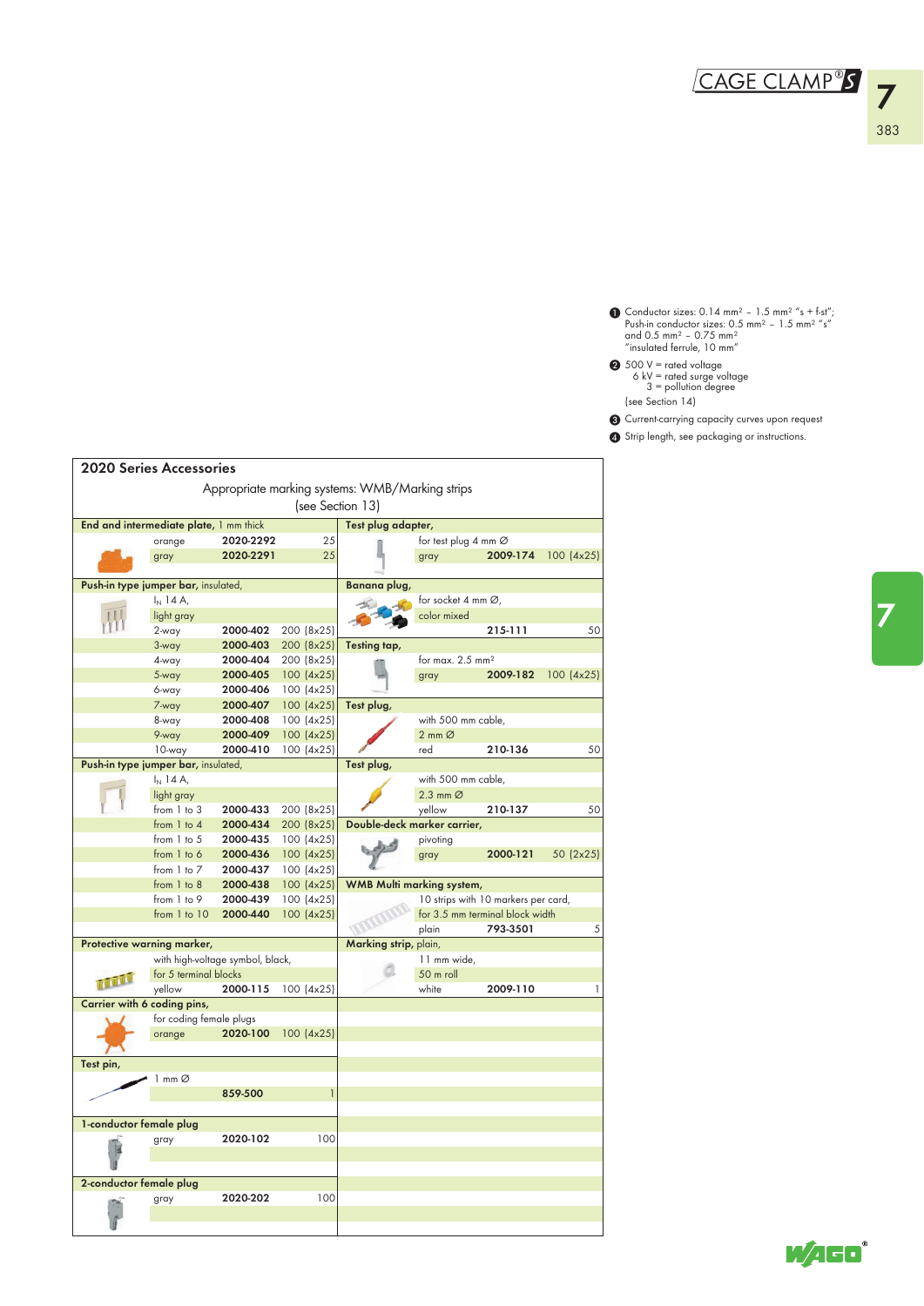1. Conductor sizes: 0.14 mm² – 1.5 mm² "s + f-st"; Push-in conductor sizes: 0.5 mm² – 1.5 mm² "s" and 0.5 mm² – 0.75 mm² "insulated ferrule, 10 mm"
2. 500 V = rated voltage
   6 kV = rated surge voltage
   3 = pollution degree
   (see Section 14)
3. Current-carrying capacity curves upon request
4. Strip length, see packaging or instructions.

## 2020 Series Accessories

Appropriate marking systems: WMB/Marking strips (see Section 13)

| Item | Description | Item No. | Pack. unit |
|---|---|---|---|
| **End and intermediate plate,** 1 mm thick | orange | 2020-2292 | 25 |
| | gray | 2020-2291 | 25 |
| **Push-in type jumper bar,** insulated, | $I_N$ 14 A, light gray | | |
| | 2-way | 2000-402 | 200 (8x25) |
| | 3-way | 2000-403 | 200 (8x25) |
| | 4-way | 2000-404 | 200 (8x25) |
| | 5-way | 2000-405 | 100 (4x25) |
| | 6-way | 2000-406 | 100 (4x25) |
| | 7-way | 2000-407 | 100 (4x25) |
| | 8-way | 2000-408 | 100 (4x25) |
| | 9-way | 2000-409 | 100 (4x25) |
| | 10-way | 2000-410 | 100 (4x25) |
| **Push-in type jumper bar,** insulated, | $I_N$ 14 A, light gray | | |
| | from 1 to 3 | 2000-433 | 200 (8x25) |
| | from 1 to 4 | 2000-434 | 200 (8x25) |
| | from 1 to 5 | 2000-435 | 100 (4x25) |
| | from 1 to 6 | 2000-436 | 100 (4x25) |
| | from 1 to 7 | 2000-437 | 100 (4x25) |
| | from 1 to 8 | 2000-438 | 100 (4x25) |
| | from 1 to 9 | 2000-439 | 100 (4x25) |
| | from 1 to 10 | 2000-440 | 100 (4x25) |
| **Protective warning marker,** | with high-voltage symbol, black, for 5 terminal blocks, yellow | 2000-115 | 100 (4x25) |
| **Carrier with 6 coding pins,** | for coding female plugs, orange | 2020-100 | 100 (4x25) |
| **Test pin,** | 1 mm Ø | 859-500 | 1 |
| **1-conductor female plug** | gray | 2020-102 | 100 |
| **2-conductor female plug** | gray | 2020-202 | 100 |
| **Test plug adapter,** | for test plug 4 mm Ø, gray | 2009-174 | 100 (4x25) |
| **Banana plug,** | for socket 4 mm Ø, color mixed | 215-111 | 50 |
| **Testing tap,** | for max. 2.5 mm², gray | 2009-182 | 100 (4x25) |
| **Test plug,** | with 500 mm cable, 2 mm Ø, red | 210-136 | 50 |
| **Test plug,** | with 500 mm cable, 2.3 mm Ø, yellow | 210-137 | 50 |
| **Double-deck marker carrier,** | pivoting, gray | 2000-121 | 50 (2x25) |
| **WMB Multi marking system,** | 10 strips with 10 markers per card, for 3.5 mm terminal block width, plain | 793-3501 | 5 |
| **Marking strip,** plain, | 11 mm wide, 50 m roll, white | 2009-110 | 1 |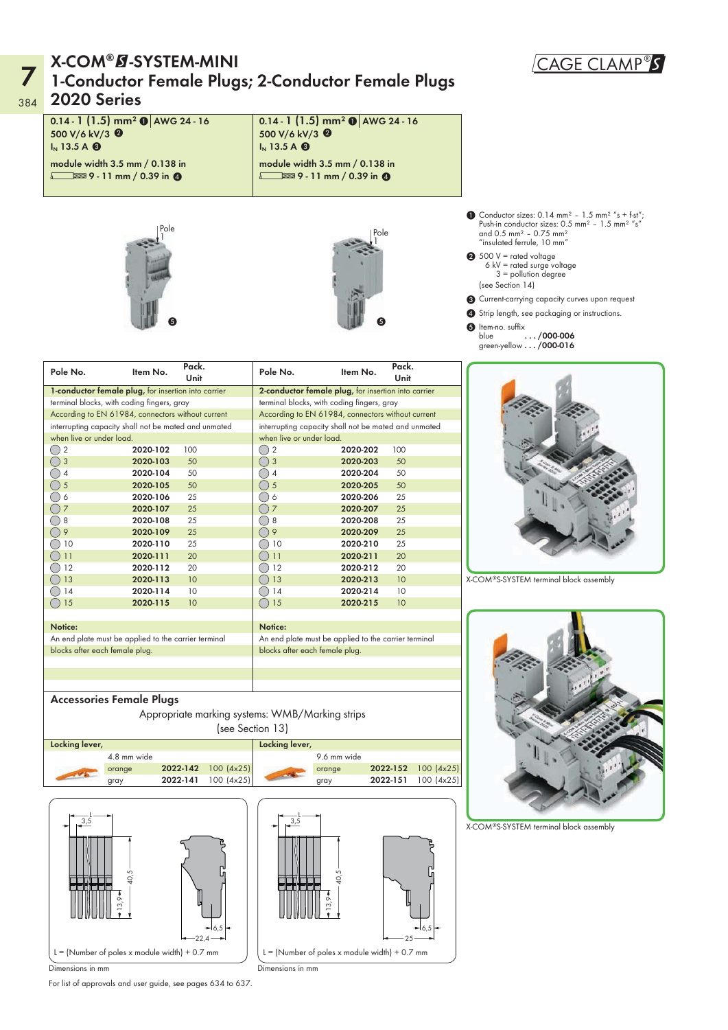# X-COM®S-SYSTEM-MINI
## 1-Conductor Female Plugs; 2-Conductor Female Plugs
## 2020 Series

CAGE CLAMP®S

| 1-Conductor Female Plugs | 2-Conductor Female Plugs |
|---|---|
| 0.14 - 1 (1.5) mm² ❶ \| AWG 24 - 16 | 0.14 - 1 (1.5) mm² ❶ \| AWG 24 - 16 |
| 500 V/6 kV/3 ❷ | 500 V/6 kV/3 ❷ |
| $I_N$ 13.5 A ❸ | $I_N$ 13.5 A ❸ |
| module width 3.5 mm / 0.138 in | module width 3.5 mm / 0.138 in |
| 9 - 11 mm / 0.39 in ❹ | 9 - 11 mm / 0.39 in ❹ |

❶ Conductor sizes: 0.14 mm² – 1.5 mm² "s + f-st"; Push-in conductor sizes: 0.5 mm² – 1.5 mm² "s" and 0.5 mm² – 0.75 mm² "insulated ferrule, 10 mm"

❷ 500 V = rated voltage
6 kV = rated surge voltage
3 = pollution degree
(see Section 14)

❸ Current-carrying capacity curves upon request

❹ Strip length, see packaging or instructions.

❺ Item-no. suffix
blue . . . /000-006
green-yellow . . . /000-016

| Pole No. | Item No. | Pack. Unit | Pole No. | Item No. | Pack. Unit |
|---|---|---|---|---|---|
| **1-conductor female plug**, for insertion into carrier terminal blocks, with coding fingers, gray | | | **2-conductor female plug**, for insertion into carrier terminal blocks, with coding fingers, gray | | |
| According to EN 61984, connectors without current interrupting capacity shall not be mated and unmated when live or under load. | | | According to EN 61984, connectors without current interrupting capacity shall not be mated and unmated when live or under load. | | |
| 2 | **2020-102** | 100 | 2 | **2020-202** | 100 |
| 3 | **2020-103** | 50 | 3 | **2020-203** | 50 |
| 4 | **2020-104** | 50 | 4 | **2020-204** | 50 |
| 5 | **2020-105** | 50 | 5 | **2020-205** | 50 |
| 6 | **2020-106** | 25 | 6 | **2020-206** | 25 |
| 7 | **2020-107** | 25 | 7 | **2020-207** | 25 |
| 8 | **2020-108** | 25 | 8 | **2020-208** | 25 |
| 9 | **2020-109** | 25 | 9 | **2020-209** | 25 |
| 10 | **2020-110** | 25 | 10 | **2020-210** | 25 |
| 11 | **2020-111** | 20 | 11 | **2020-211** | 20 |
| 12 | **2020-112** | 20 | 12 | **2020-212** | 20 |
| 13 | **2020-113** | 10 | 13 | **2020-213** | 10 |
| 14 | **2020-114** | 10 | 14 | **2020-214** | 10 |
| 15 | **2020-115** | 10 | 15 | **2020-215** | 10 |

**Notice:**
An end plate must be applied to the carrier terminal blocks after each female plug.

**Notice:**
An end plate must be applied to the carrier terminal blocks after each female plug.

X-COM®S-SYSTEM terminal block assembly

X-COM®S-SYSTEM terminal block assembly

### Accessories Female Plugs

Appropriate marking systems: WMB/Marking strips
(see Section 13)

| Locking lever, 4.8 mm wide | Item No. | Pack. Unit | Locking lever, 9.6 mm wide | Item No. | Pack. Unit |
|---|---|---|---|---|---|
| orange | **2022-142** | 100 (4x25) | orange | **2022-152** | 100 (4x25) |
| gray | **2022-141** | 100 (4x25) | gray | **2022-151** | 100 (4x25) |

L = (Number of poles x module width) + 0.7 mm

Dimensions in mm

L = (Number of poles x module width) + 0.7 mm

Dimensions in mm

For list of approvals and user guide, see pages 634 to 637.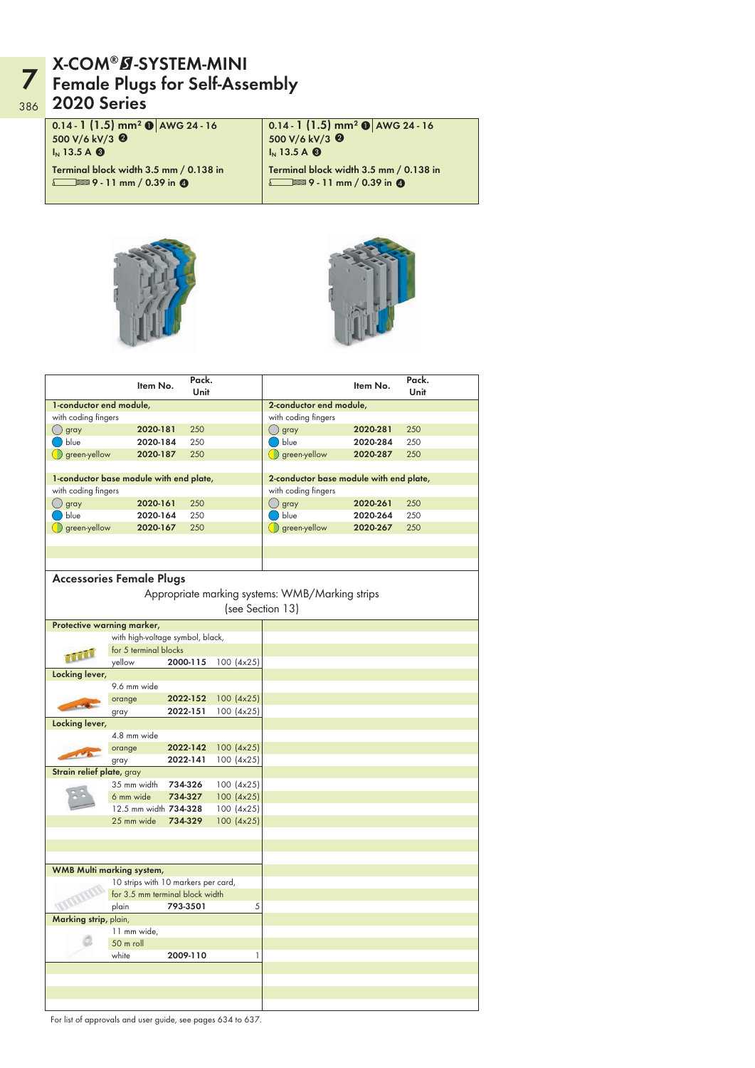# X-COM®-SYSTEM-MINI
# Female Plugs for Self-Assembly
# 2020 Series

| 0.14 - 1 (1.5) $mm^2$ ❶ \| AWG 24 - 16<br>500 V/6 kV/3 ❷<br>$I_N$ 13.5 A ❸<br>Terminal block width 3.5 mm / 0.138 in<br>9 - 11 mm / 0.39 in ❹ | 0.14 - 1 (1.5) $mm^2$ ❶ \| AWG 24 - 16<br>500 V/6 kV/3 ❷<br>$I_N$ 13.5 A ❸<br>Terminal block width 3.5 mm / 0.138 in<br>9 - 11 mm / 0.39 in ❹ |
|---|---|

| | Item No. | Pack. Unit | | Item No. | Pack. Unit |
|---|---|---|---|---|---|
| **1-conductor end module,** | | | **2-conductor end module,** | | |
| with coding fingers | | | with coding fingers | | |
| gray | **2020-181** | 250 | gray | **2020-281** | 250 |
| blue | **2020-184** | 250 | blue | **2020-284** | 250 |
| green-yellow | **2020-187** | 250 | green-yellow | **2020-287** | 250 |
| **1-conductor base module with end plate,** | | | **2-conductor base module with end plate,** | | |
| with coding fingers | | | with coding fingers | | |
| gray | **2020-161** | 250 | gray | **2020-261** | 250 |
| blue | **2020-164** | 250 | blue | **2020-264** | 250 |
| green-yellow | **2020-167** | 250 | green-yellow | **2020-267** | 250 |

## Accessories Female Plugs

Appropriate marking systems: WMB/Marking strips
(see Section 13)

| | Item No. | Pack. Unit |
|---|---|---|
| **Protective warning marker,** | | |
| with high-voltage symbol, black, | | |
| for 5 terminal blocks | | |
| yellow | **2000-115** | 100 (4x25) |
| **Locking lever,** | | |
| 9.6 mm wide | | |
| orange | **2022-152** | 100 (4x25) |
| gray | **2022-151** | 100 (4x25) |
| **Locking lever,** | | |
| 4.8 mm wide | | |
| orange | **2022-142** | 100 (4x25) |
| gray | **2022-141** | 100 (4x25) |
| **Strain relief plate,** gray | | |
| 35 mm width | **734-326** | 100 (4x25) |
| 6 mm wide | **734-327** | 100 (4x25) |
| 12.5 mm width | **734-328** | 100 (4x25) |
| 25 mm wide | **734-329** | 100 (4x25) |
| **WMB Multi marking system,** | | |
| 10 strips with 10 markers per card, | | |
| for 3.5 mm terminal block width | | |
| plain | **793-3501** | 5 |
| **Marking strip,** plain, | | |
| 11 mm wide, | | |
| 50 m roll | | |
| white | **2009-110** | 1 |

For list of approvals and user guide, see pages 634 to 637.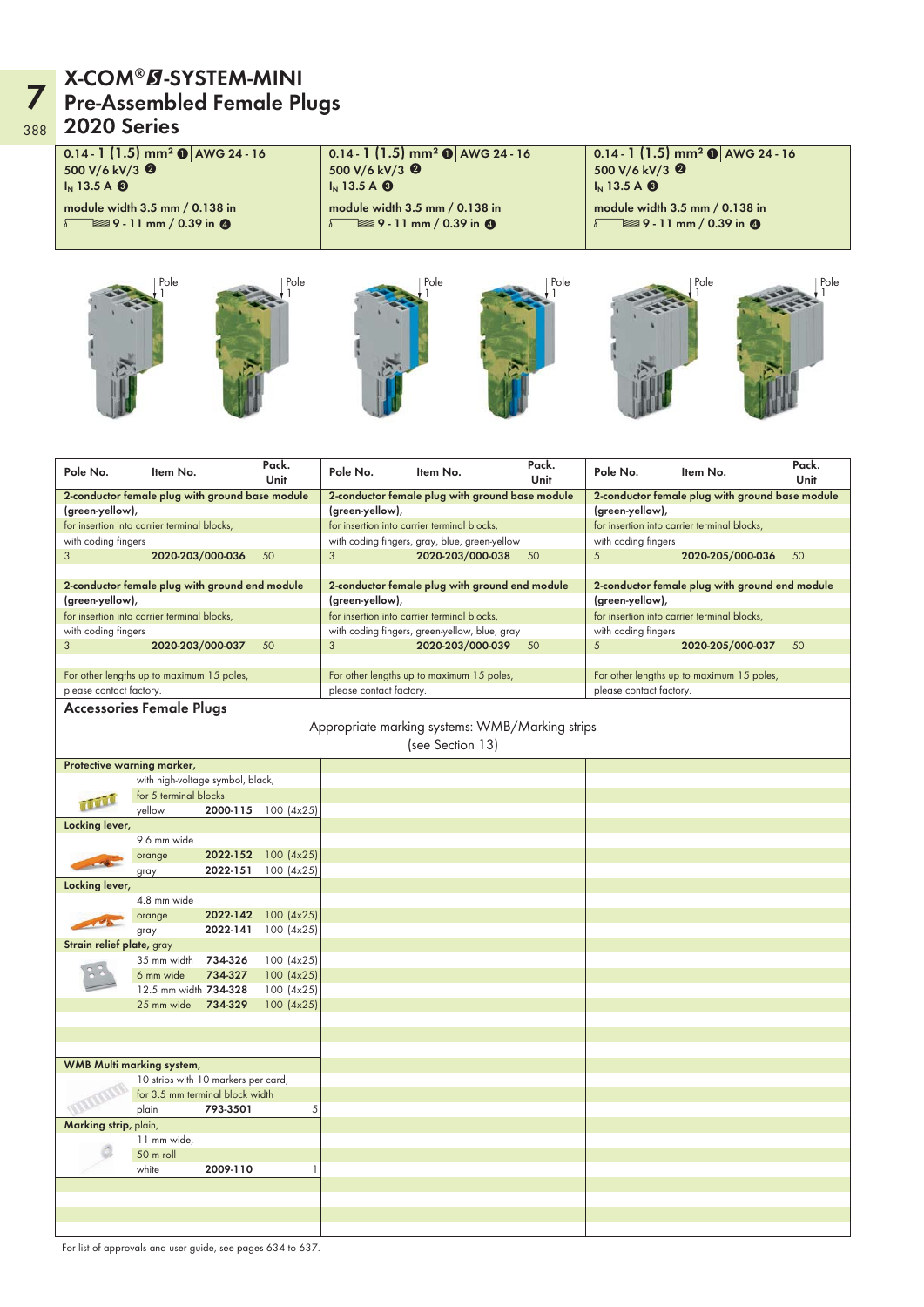# X-COM®-SYSTEM-MINI
## Pre-Assembled Female Plugs
## 2020 Series

| 0.14 - 1 (1.5) mm² ❶ AWG 24 - 16<br>500 V/6 kV/3 ❷<br>$I_N$ 13.5 A ❸<br>module width 3.5 mm / 0.138 in<br>9 - 11 mm / 0.39 in ❹ | 0.14 - 1 (1.5) mm² ❶ AWG 24 - 16<br>500 V/6 kV/3 ❷<br>$I_N$ 13.5 A ❸<br>module width 3.5 mm / 0.138 in<br>9 - 11 mm / 0.39 in ❹ | 0.14 - 1 (1.5) mm² ❶ AWG 24 - 16<br>500 V/6 kV/3 ❷<br>$I_N$ 13.5 A ❸<br>module width 3.5 mm / 0.138 in<br>9 - 11 mm / 0.39 in ❹ |
|---|---|---|

| Pole No. | Item No. | Pack. Unit | Pole No. | Item No. | Pack. Unit | Pole No. | Item No. | Pack. Unit |
|---|---|---|---|---|---|---|---|---|
| **2-conductor female plug with ground base module (green-yellow),** for insertion into carrier terminal blocks, with coding fingers | | | **2-conductor female plug with ground base module (green-yellow),** for insertion into carrier terminal blocks, with coding fingers, gray, blue, green-yellow | | | **2-conductor female plug with ground base module (green-yellow),** for insertion into carrier terminal blocks, with coding fingers | | |
| 3 | **2020-203/000-036** | 50 | 3 | **2020-203/000-038** | 50 | 5 | **2020-205/000-036** | 50 |
| **2-conductor female plug with ground end module (green-yellow),** for insertion into carrier terminal blocks, with coding fingers | | | **2-conductor female plug with ground end module (green-yellow),** for insertion into carrier terminal blocks, with coding fingers, green-yellow, blue, gray | | | **2-conductor female plug with ground end module (green-yellow),** for insertion into carrier terminal blocks, with coding fingers | | |
| 3 | **2020-203/000-037** | 50 | 3 | **2020-203/000-039** | 50 | 5 | **2020-205/000-037** | 50 |
| For other lengths up to maximum 15 poles, please contact factory. | | | For other lengths up to maximum 15 poles, please contact factory. | | | For other lengths up to maximum 15 poles, please contact factory. | | |

### Accessories Female Plugs

Appropriate marking systems: WMB/Marking strips (see Section 13)

| Description | Variant | Item No. | Pack. Unit |
|---|---|---|---|
| **Protective warning marker,** with high-voltage symbol, black, for 5 terminal blocks | yellow | **2000-115** | 100 (4x25) |
| **Locking lever,** 9.6 mm wide | orange | **2022-152** | 100 (4x25) |
| | gray | **2022-151** | 100 (4x25) |
| **Locking lever,** 4.8 mm wide | orange | **2022-142** | 100 (4x25) |
| | gray | **2022-141** | 100 (4x25) |
| **Strain relief plate,** gray | 35 mm width | **734-326** | 100 (4x25) |
| | 6 mm wide | **734-327** | 100 (4x25) |
| | 12.5 mm width | **734-328** | 100 (4x25) |
| | 25 mm wide | **734-329** | 100 (4x25) |
| **WMB Multi marking system,** 10 strips with 10 markers per card, for 3.5 mm terminal block width | plain | **793-3501** | 5 |
| **Marking strip,** plain, 11 mm wide, 50 m roll | white | **2009-110** | 1 |

For list of approvals and user guide, see pages 634 to 637.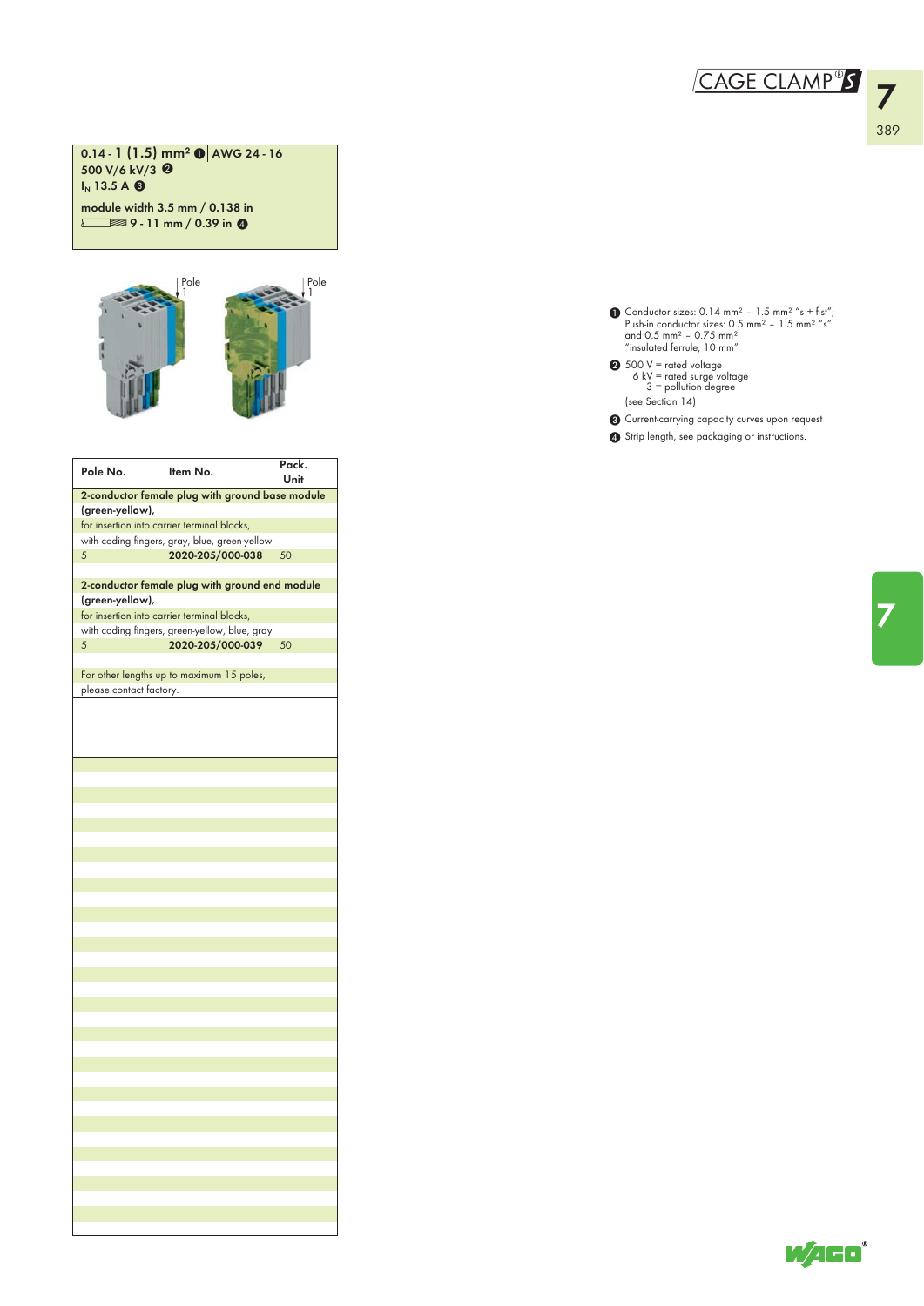CAGE CLAMP® S

**0.14 - 1 (1.5) mm² ❶ | AWG 24 - 16**
**500 V/6 kV/3 ❷**
**$I_N$ 13.5 A ❸**

**module width 3.5 mm / 0.138 in**
**9 - 11 mm / 0.39 in ❹**

Pole 1

Pole 1

| Pole No. | Item No. | Pack. Unit |
|---|---|---|
| **2-conductor female plug with ground base module (green-yellow),** | | |
| for insertion into carrier terminal blocks, | | |
| with coding fingers, gray, blue, green-yellow | | |
| 5 | **2020-205/000-038** | 50 |
| **2-conductor female plug with ground end module (green-yellow),** | | |
| for insertion into carrier terminal blocks, | | |
| with coding fingers, green-yellow, blue, gray | | |
| 5 | **2020-205/000-039** | 50 |
| For other lengths up to maximum 15 poles, please contact factory. | | |

❶ Conductor sizes: 0.14 mm² – 1.5 mm² "s + f-st";
Push-in conductor sizes: 0.5 mm² – 1.5 mm² "s"
and 0.5 mm² – 0.75 mm²
"insulated ferrule, 10 mm"

❷ 500 V = rated voltage
6 kV = rated surge voltage
3 = pollution degree
(see Section 14)

❸ Current-carrying capacity curves upon request

❹ Strip length, see packaging or instructions.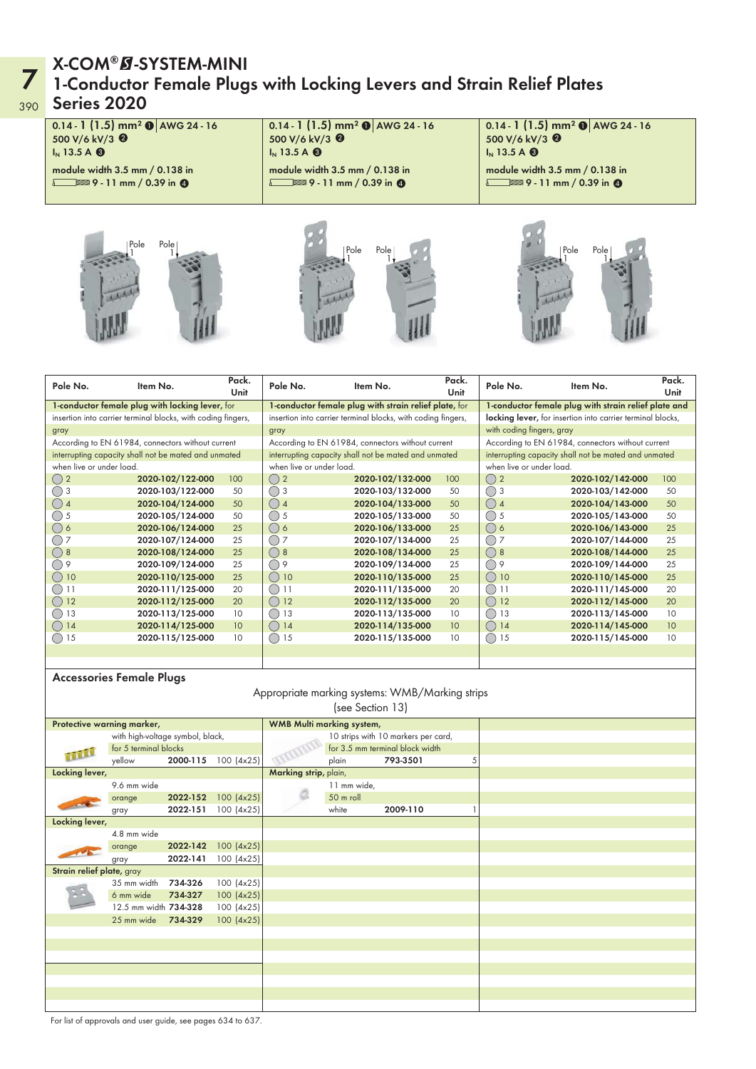# X-COM®-SYSTEM-MINI

## 1-Conductor Female Plugs with Locking Levers and Strain Relief Plates Series 2020

| 0.14 - 1 (1.5) mm² ❶ AWG 24 - 16<br>500 V/6 kV/3 ❷<br>$I_N$ 13.5 A ❸<br>module width 3.5 mm / 0.138 in<br>9 - 11 mm / 0.39 in ❹ | 0.14 - 1 (1.5) mm² ❶ AWG 24 - 16<br>500 V/6 kV/3 ❷<br>$I_N$ 13.5 A ❸<br>module width 3.5 mm / 0.138 in<br>9 - 11 mm / 0.39 in ❹ | 0.14 - 1 (1.5) mm² ❶ AWG 24 - 16<br>500 V/6 kV/3 ❷<br>$I_N$ 13.5 A ❸<br>module width 3.5 mm / 0.138 in<br>9 - 11 mm / 0.39 in ❹ |
|---|---|---|

Pole 1 Pole 1 | Pole 1 Pole 1 | Pole 1 Pole 1

| Pole No. | Item No. | Pack. Unit | Pole No. | Item No. | Pack. Unit | Pole No. | Item No. | Pack. Unit |
|---|---|---|---|---|---|---|---|---|
| **1-conductor female plug with locking lever,** for insertion into carrier terminal blocks, with coding fingers, gray<br>According to EN 61984, connectors without current interrupting capacity shall not be mated and unmated when live or under load. | | | **1-conductor female plug with strain relief plate,** for insertion into carrier terminal blocks, with coding fingers, gray<br>According to EN 61984, connectors without current interrupting capacity shall not be mated and unmated when live or under load. | | | **1-conductor female plug with strain relief plate and locking lever,** for insertion into carrier terminal blocks, with coding fingers, gray<br>According to EN 61984, connectors without current interrupting capacity shall not be mated and unmated when live or under load. | | |
| 2 | 2020-102/122-000 | 100 | 2 | 2020-102/132-000 | 100 | 2 | 2020-102/142-000 | 100 |
| 3 | 2020-103/122-000 | 50 | 3 | 2020-103/132-000 | 50 | 3 | 2020-103/142-000 | 50 |
| 4 | 2020-104/124-000 | 50 | 4 | 2020-104/133-000 | 50 | 4 | 2020-104/143-000 | 50 |
| 5 | 2020-105/124-000 | 50 | 5 | 2020-105/133-000 | 50 | 5 | 2020-105/143-000 | 50 |
| 6 | 2020-106/124-000 | 25 | 6 | 2020-106/133-000 | 25 | 6 | 2020-106/143-000 | 25 |
| 7 | 2020-107/124-000 | 25 | 7 | 2020-107/134-000 | 25 | 7 | 2020-107/144-000 | 25 |
| 8 | 2020-108/124-000 | 25 | 8 | 2020-108/134-000 | 25 | 8 | 2020-108/144-000 | 25 |
| 9 | 2020-109/124-000 | 25 | 9 | 2020-109/134-000 | 25 | 9 | 2020-109/144-000 | 25 |
| 10 | 2020-110/125-000 | 25 | 10 | 2020-110/135-000 | 25 | 10 | 2020-110/145-000 | 25 |
| 11 | 2020-111/125-000 | 20 | 11 | 2020-111/135-000 | 20 | 11 | 2020-111/145-000 | 20 |
| 12 | 2020-112/125-000 | 20 | 12 | 2020-112/135-000 | 20 | 12 | 2020-112/145-000 | 20 |
| 13 | 2020-113/125-000 | 10 | 13 | 2020-113/135-000 | 10 | 13 | 2020-113/145-000 | 10 |
| 14 | 2020-114/125-000 | 10 | 14 | 2020-114/135-000 | 10 | 14 | 2020-114/145-000 | 10 |
| 15 | 2020-115/125-000 | 10 | 15 | 2020-115/135-000 | 10 | 15 | 2020-115/145-000 | 10 |

### Accessories Female Plugs

Appropriate marking systems: WMB/Marking strips (see Section 13)

| | | | | | | | |
|---|---|---|---|---|---|---|---|
| **Protective warning marker,** | | | | **WMB Multi marking system,** | | | |
| with high-voltage symbol, black, for 5 terminal blocks | | | | 10 strips with 10 markers per card, for 3.5 mm terminal block width | | | |
| yellow | | 2000-115 | 100 (4x25) | plain | | 793-3501 | 5 |
| **Locking lever,** | | | | **Marking strip,** plain, | | | |
| 9.6 mm wide | | | | 11 mm wide, 50 m roll | | | |
| orange | | 2022-152 | 100 (4x25) | | | | |
| gray | | 2022-151 | 100 (4x25) | white | | 2009-110 | 1 |
| **Locking lever,** | | | | | | | |
| 4.8 mm wide | | | | | | | |
| orange | | 2022-142 | 100 (4x25) | | | | |
| gray | | 2022-141 | 100 (4x25) | | | | |
| **Strain relief plate,** gray | | | | | | | |
| 35 mm width | | 734-326 | 100 (4x25) | | | | |
| 6 mm wide | | 734-327 | 100 (4x25) | | | | |
| 12.5 mm width | | 734-328 | 100 (4x25) | | | | |
| 25 mm wide | | 734-329 | 100 (4x25) | | | | |

For list of approvals and user guide, see pages 634 to 637.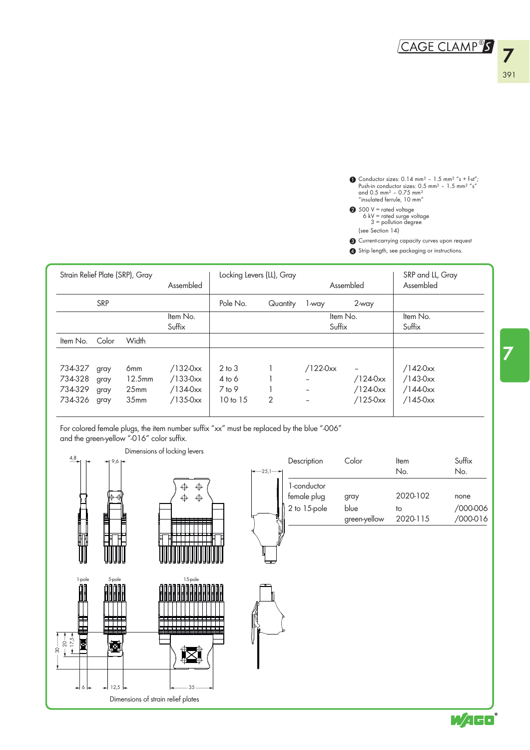1. Conductor sizes: 0.14 mm² – 1.5 mm² "s + f-st"; Push-in conductor sizes: 0.5 mm² – 1.5 mm² "s" and 0.5 mm² – 0.75 mm² "insulated ferrule, 10 mm"
2. 500 V = rated voltage
   6 kV = rated surge voltage
   3 = pollution degree
   (see Section 14)
3. Current-carrying capacity curves upon request
4. Strip length, see packaging or instructions.

| Strain Relief Plate (SRP), Gray | | | Assembled | Locking Levers (LL), Gray | | | Assembled | SRP and LL, Gray Assembled |
|---|---|---|---|---|---|---|---|---|
| SRP | | | | Pole No. | Quantity | 1-way | 2-way | |
| | | | Item No. Suffix | | | Item No. Suffix | | Item No. Suffix |
| Item No. | Color | Width | | | | | | |
| 734-327 | gray | 6mm | /132-0xx | 2 to 3 | 1 | /122-0xx | – | /142-0xx |
| 734-328 | gray | 12.5mm | /133-0xx | 4 to 6 | 1 | – | /124-0xx | /143-0xx |
| 734-329 | gray | 25mm | /134-0xx | 7 to 9 | 1 | – | /124-0xx | /144-0xx |
| 734-326 | gray | 35mm | /135-0xx | 10 to 15 | 2 | – | /125-0xx | /145-0xx |

For colored female plugs, the item number suffix "xx" must be replaced by the blue "-006" and the green-yellow "-016" color suffix.

Dimensions of locking levers

| Description | Color | Item No. | Suffix No. |
|---|---|---|---|
| 1-conductor female plug 2 to 15-pole | gray | 2020-102 | none |
| | blue | to | /000-006 |
| | green-yellow | 2020-115 | /000-016 |

Dimensions of strain relief plates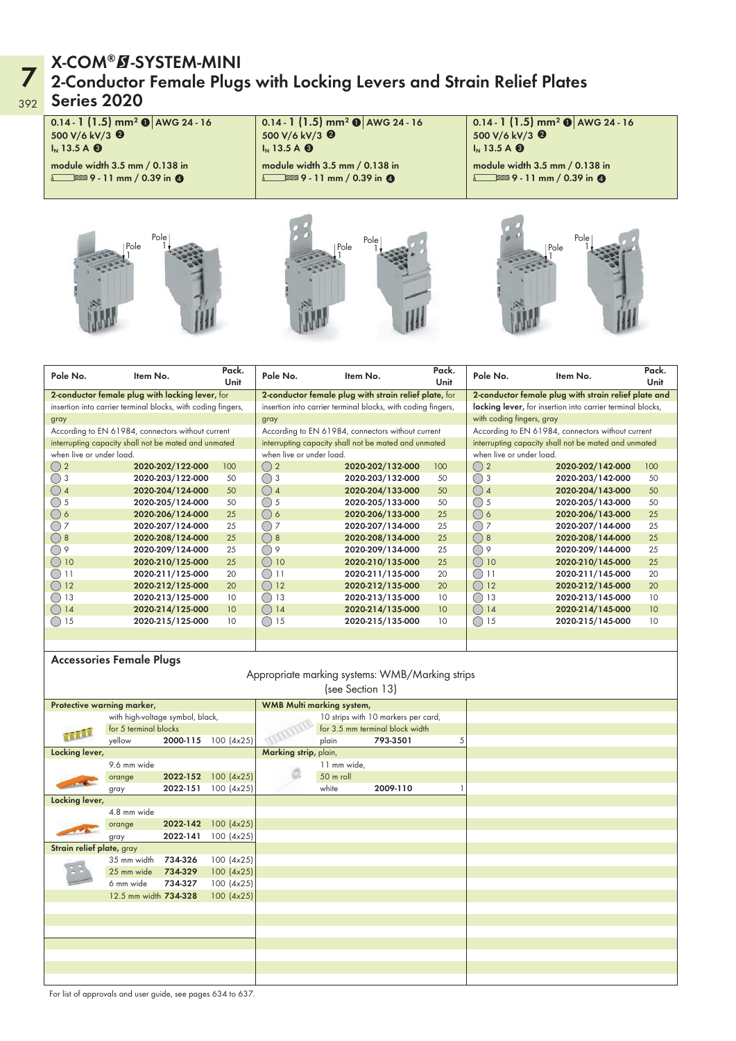# X-COM®-SYSTEM-MINI

## 2-Conductor Female Plugs with Locking Levers and Strain Relief Plates

## Series 2020

| 0.14 - 1 (1.5) mm² ❶ AWG 24 - 16<br>500 V/6 kV/3 ❷<br>$I_N$ 13.5 A ❸<br>module width 3.5 mm / 0.138 in<br>9 - 11 mm / 0.39 in ❹ | 0.14 - 1 (1.5) mm² ❶ AWG 24 - 16<br>500 V/6 kV/3 ❷<br>$I_N$ 13.5 A ❸<br>module width 3.5 mm / 0.138 in<br>9 - 11 mm / 0.39 in ❹ | 0.14 - 1 (1.5) mm² ❶ AWG 24 - 16<br>500 V/6 kV/3 ❷<br>$I_N$ 13.5 A ❸<br>module width 3.5 mm / 0.138 in<br>9 - 11 mm / 0.39 in ❹ |
|---|---|---|

Pole 1 | Pole 1 | Pole 1

| Pole No. | Item No. | Pack. Unit | Pole No. | Item No. | Pack. Unit | Pole No. | Item No. | Pack. Unit |
|---|---|---|---|---|---|---|---|---|
| **2-conductor female plug with locking lever,** for insertion into carrier terminal blocks, with coding fingers, gray | | | **2-conductor female plug with strain relief plate,** for insertion into carrier terminal blocks, with coding fingers, gray | | | **2-conductor female plug with strain relief plate and locking lever,** for insertion into carrier terminal blocks, with coding fingers, gray | | |
| According to EN 61984, connectors without current interrupting capacity shall not be mated and unmated when live or under load. | | | According to EN 61984, connectors without current interrupting capacity shall not be mated and unmated when live or under load. | | | According to EN 61984, connectors without current interrupting capacity shall not be mated and unmated when live or under load. | | |
| 2 | **2020-202/122-000** | 100 | 2 | **2020-202/132-000** | 100 | 2 | **2020-202/142-000** | 100 |
| 3 | **2020-203/122-000** | 50 | 3 | **2020-203/132-000** | 50 | 3 | **2020-203/142-000** | 50 |
| 4 | **2020-204/124-000** | 50 | 4 | **2020-204/133-000** | 50 | 4 | **2020-204/143-000** | 50 |
| 5 | **2020-205/124-000** | 50 | 5 | **2020-205/133-000** | 50 | 5 | **2020-205/143-000** | 50 |
| 6 | **2020-206/124-000** | 25 | 6 | **2020-206/133-000** | 25 | 6 | **2020-206/143-000** | 25 |
| 7 | **2020-207/124-000** | 25 | 7 | **2020-207/134-000** | 25 | 7 | **2020-207/144-000** | 25 |
| 8 | **2020-208/124-000** | 25 | 8 | **2020-208/134-000** | 25 | 8 | **2020-208/144-000** | 25 |
| 9 | **2020-209/124-000** | 25 | 9 | **2020-209/134-000** | 25 | 9 | **2020-209/144-000** | 25 |
| 10 | **2020-210/125-000** | 25 | 10 | **2020-210/135-000** | 25 | 10 | **2020-210/145-000** | 25 |
| 11 | **2020-211/125-000** | 20 | 11 | **2020-211/135-000** | 20 | 11 | **2020-211/145-000** | 20 |
| 12 | **2020-212/125-000** | 20 | 12 | **2020-212/135-000** | 20 | 12 | **2020-212/145-000** | 20 |
| 13 | **2020-213/125-000** | 10 | 13 | **2020-213/135-000** | 10 | 13 | **2020-213/145-000** | 10 |
| 14 | **2020-214/125-000** | 10 | 14 | **2020-214/135-000** | 10 | 14 | **2020-214/145-000** | 10 |
| 15 | **2020-215/125-000** | 10 | 15 | **2020-215/135-000** | 10 | 15 | **2020-215/145-000** | 10 |

### Accessories Female Plugs

Appropriate marking systems: WMB/Marking strips (see Section 13)

| Description | | Item No. | Pack. Unit | Description | | Item No. | Pack. Unit |
|---|---|---|---|---|---|---|---|
| **Protective warning marker,** with high-voltage symbol, black, for 5 terminal blocks | yellow | **2000-115** | 100 (4x25) | **WMB Multi marking system,** 10 strips with 10 markers per card, for 3.5 mm terminal block width | plain | **793-3501** | 5 |
| **Locking lever,** 9.6 mm wide | orange | **2022-152** | 100 (4x25) | **Marking strip,** plain, 11 mm wide, 50 m roll | white | **2009-110** | 1 |
| | gray | **2022-151** | 100 (4x25) | | | | |
| **Locking lever,** 4.8 mm wide | orange | **2022-142** | 100 (4x25) | | | | |
| | gray | **2022-141** | 100 (4x25) | | | | |
| **Strain relief plate,** gray | 35 mm width | **734-326** | 100 (4x25) | | | | |
| | 25 mm wide | **734-329** | 100 (4x25) | | | | |
| | 6 mm wide | **734-327** | 100 (4x25) | | | | |
| | 12.5 mm width | **734-328** | 100 (4x25) | | | | |

For list of approvals and user guide, see pages 634 to 637.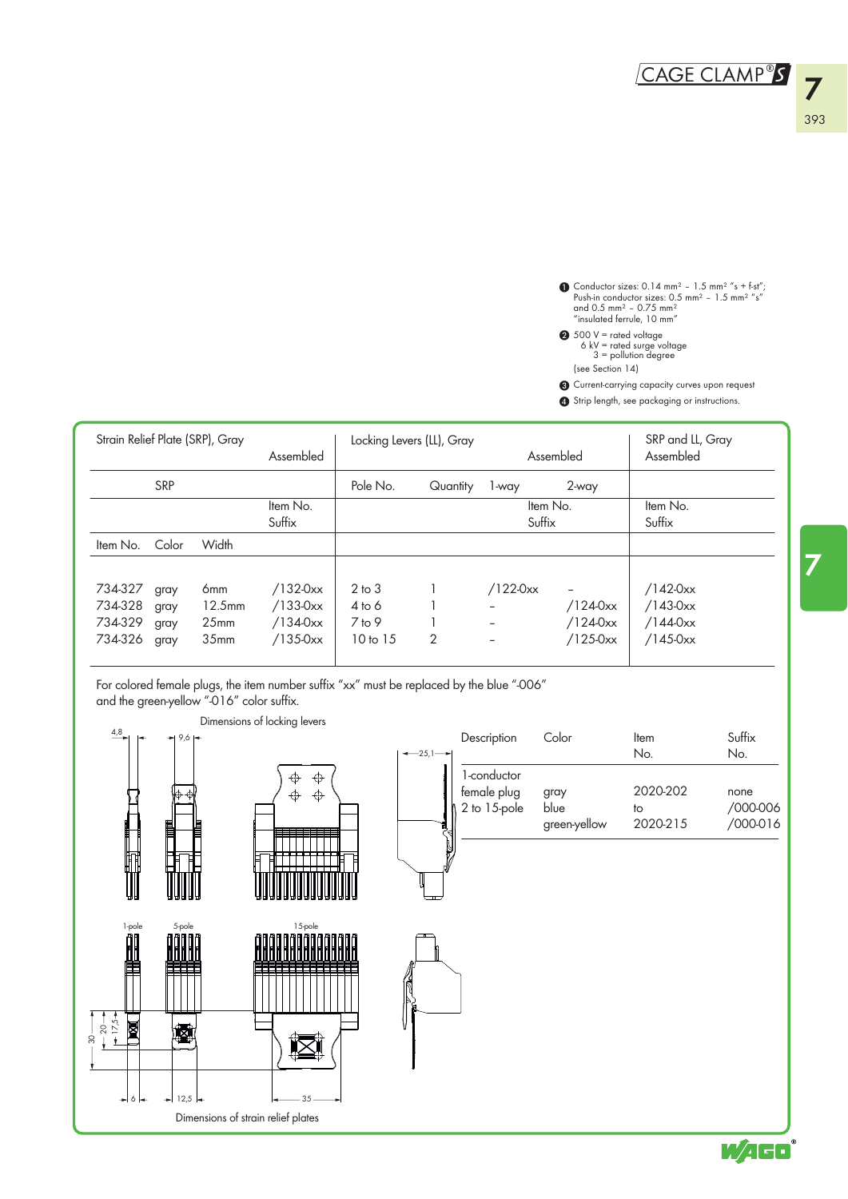❶ Conductor sizes: 0.14 mm² – 1.5 mm² "s + f-st"; Push-in conductor sizes: 0.5 mm² – 1.5 mm² "s" and 0.5 mm² – 0.75 mm² "insulated ferrule, 10 mm"

❷ 500 V = rated voltage
6 kV = rated surge voltage
3 = pollution degree
(see Section 14)

❸ Current-carrying capacity curves upon request

❹ Strip length, see packaging or instructions.

| Strain Relief Plate (SRP), Gray | | | Assembled | Locking Levers (LL), Gray | | Assembled | | SRP and LL, Gray Assembled |
|---|---|---|---|---|---|---|---|---|
| SRP | | | | Pole No. | Quantity | 1-way | 2-way | |
| | | | Item No. Suffix | | | Item No. Suffix | | Item No. Suffix |
| Item No. | Color | Width | | | | | | |
| 734-327 | gray | 6mm | /132-0xx | 2 to 3 | 1 | /122-0xx | – | /142-0xx |
| 734-328 | gray | 12.5mm | /133-0xx | 4 to 6 | 1 | – | /124-0xx | /143-0xx |
| 734-329 | gray | 25mm | /134-0xx | 7 to 9 | 1 | – | /124-0xx | /144-0xx |
| 734-326 | gray | 35mm | /135-0xx | 10 to 15 | 2 | – | /125-0xx | /145-0xx |

For colored female plugs, the item number suffix "xx" must be replaced by the blue "-006" and the green-yellow "-016" color suffix.

Dimensions of locking levers

4,8
9,6
25,1

| Description | Color | Item No. | Suffix No. |
|---|---|---|---|
| 1-conductor female plug 2 to 15-pole | gray<br>blue<br>green-yellow | 2020-202<br>to<br>2020-215 | none<br>/000-006<br>/000-016 |

1-pole
5-pole
15-pole
30
20
17,5
6
12,5
35

Dimensions of strain relief plates